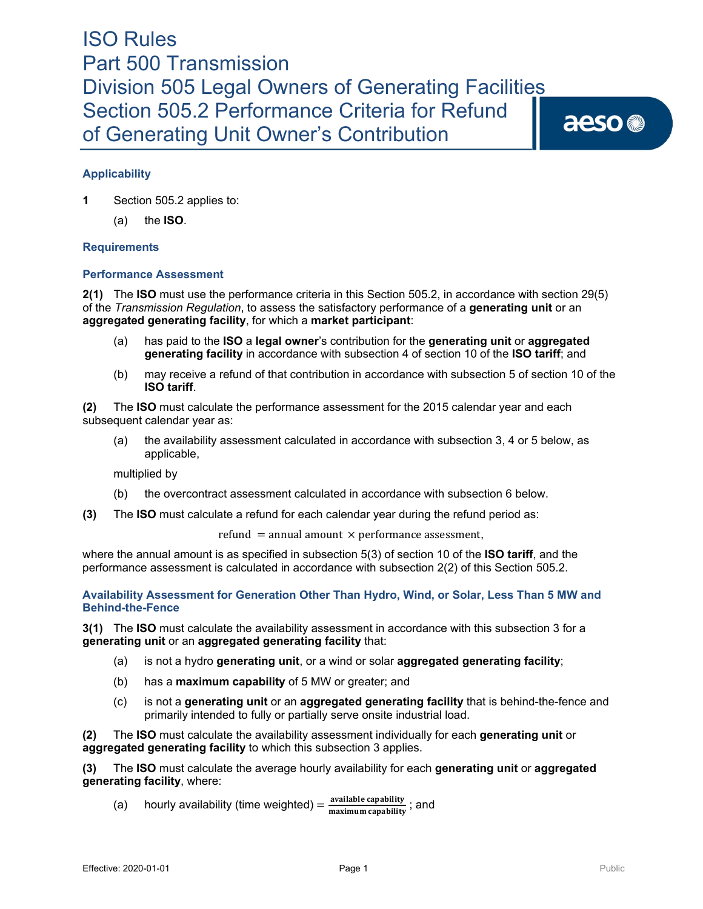# ISO Rules
# Part 500 Transmission
# Division 505 Legal Owners of Generating Facilities
# Section 505.2 Performance Criteria for Refund of Generating Unit Owner's Contribution

## Applicability

**1** Section 505.2 applies to:

(a) the **ISO**.

## Requirements

### Performance Assessment

**2(1)** The **ISO** must use the performance criteria in this Section 505.2, in accordance with section 29(5) of the *Transmission Regulation*, to assess the satisfactory performance of a **generating unit** or an **aggregated generating facility**, for which a **market participant**:

(a) has paid to the **ISO** a **legal owner**'s contribution for the **generating unit** or **aggregated generating facility** in accordance with subsection 4 of section 10 of the **ISO tariff**; and

(b) may receive a refund of that contribution in accordance with subsection 5 of section 10 of the **ISO tariff**.

**(2)** The **ISO** must calculate the performance assessment for the 2015 calendar year and each subsequent calendar year as:

(a) the availability assessment calculated in accordance with subsection 3, 4 or 5 below, as applicable,

multiplied by

(b) the overcontract assessment calculated in accordance with subsection 6 below.

**(3)** The **ISO** must calculate a refund for each calendar year during the refund period as:

$$\text{refund } = \text{annual amount } \times \text{performance assessment},$$

where the annual amount is as specified in subsection 5(3) of section 10 of the **ISO tariff**, and the performance assessment is calculated in accordance with subsection 2(2) of this Section 505.2.

### Availability Assessment for Generation Other Than Hydro, Wind, or Solar, Less Than 5 MW and Behind-the-Fence

**3(1)** The **ISO** must calculate the availability assessment in accordance with this subsection 3 for a **generating unit** or an **aggregated generating facility** that:

(a) is not a hydro **generating unit**, or a wind or solar **aggregated generating facility**;

(b) has a **maximum capability** of 5 MW or greater; and

(c) is not a **generating unit** or an **aggregated generating facility** that is behind-the-fence and primarily intended to fully or partially serve onsite industrial load.

**(2)** The **ISO** must calculate the availability assessment individually for each **generating unit** or **aggregated generating facility** to which this subsection 3 applies.

**(3)** The **ISO** must calculate the average hourly availability for each **generating unit** or **aggregated generating facility**, where:

(a) hourly availability (time weighted) $= \frac{\textbf{available capability}}{\textbf{maximum capability}}$ ; and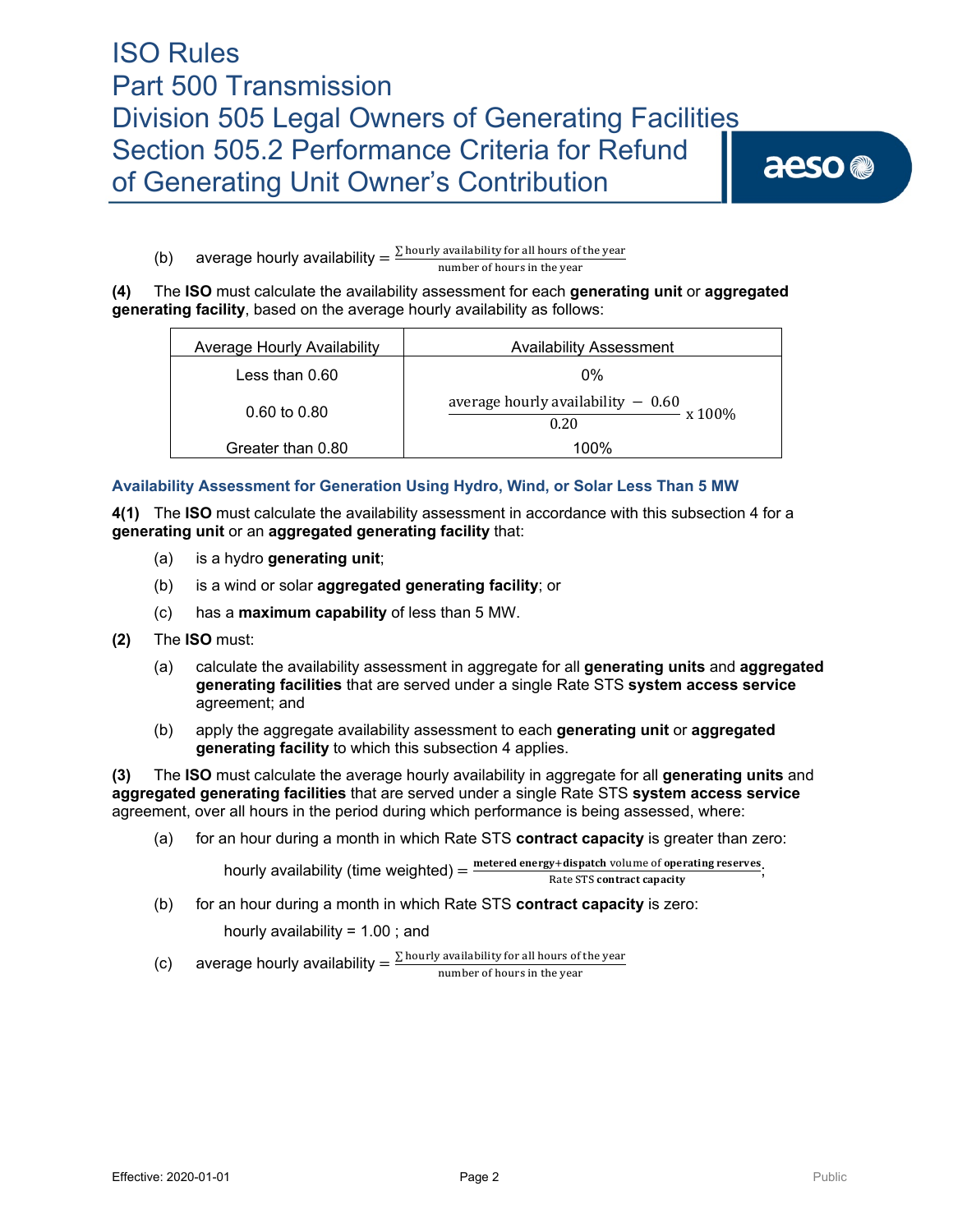(b) average hourly availability = $\frac{\sum \text{hourly availability for all hours of the year}}{\text{number of hours in the year}}$

**(4)** The **ISO** must calculate the availability assessment for each **generating unit** or **aggregated generating facility**, based on the average hourly availability as follows:

| Average Hourly Availability | Availability Assessment |
|---|---|
| Less than 0.60 | 0% |
| 0.60 to 0.80 | $\frac{\text{average hourly availability} - 0.60}{0.20} \text{ x } 100\%$ |
| Greater than 0.80 | 100% |

### Availability Assessment for Generation Using Hydro, Wind, or Solar Less Than 5 MW

**4(1)** The **ISO** must calculate the availability assessment in accordance with this subsection 4 for a **generating unit** or an **aggregated generating facility** that:

(a) is a hydro **generating unit**;

(b) is a wind or solar **aggregated generating facility**; or

(c) has a **maximum capability** of less than 5 MW.

**(2)** The **ISO** must:

(a) calculate the availability assessment in aggregate for all **generating units** and **aggregated generating facilities** that are served under a single Rate STS **system access service** agreement; and

(b) apply the aggregate availability assessment to each **generating unit** or **aggregated generating facility** to which this subsection 4 applies.

**(3)** The **ISO** must calculate the average hourly availability in aggregate for all **generating units** and **aggregated generating facilities** that are served under a single Rate STS **system access service** agreement, over all hours in the period during which performance is being assessed, where:

(a) for an hour during a month in which Rate STS **contract capacity** is greater than zero:

hourly availability (time weighted) = $\frac{\textbf{metered energy} + \textbf{dispatch} \text{ volume of } \textbf{operating reserves}}{\text{Rate STS } \textbf{contract capacity}}$;

(b) for an hour during a month in which Rate STS **contract capacity** is zero:

hourly availability = 1.00 ; and

(c) average hourly availability = $\frac{\sum \text{hourly availability for all hours of the year}}{\text{number of hours in the year}}$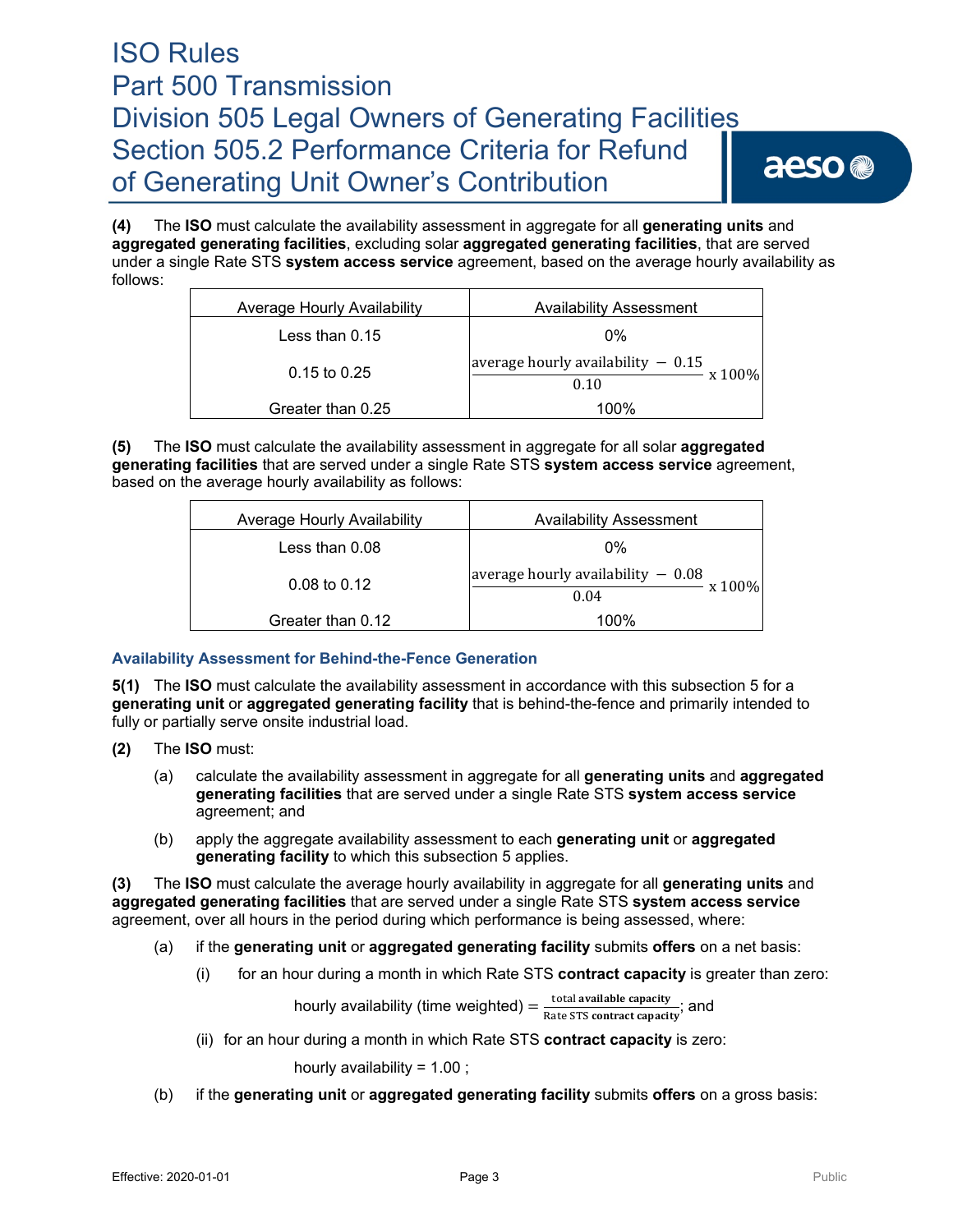**(4)** The **ISO** must calculate the availability assessment in aggregate for all **generating units** and **aggregated generating facilities**, excluding solar **aggregated generating facilities**, that are served under a single Rate STS **system access service** agreement, based on the average hourly availability as follows:

| Average Hourly Availability | Availability Assessment |
|---|---|
| Less than 0.15 | 0% |
| 0.15 to 0.25 | $\frac{\text{average hourly availability} - 0.15}{0.10} \times 100\%$ |
| Greater than 0.25 | 100% |

**(5)** The **ISO** must calculate the availability assessment in aggregate for all solar **aggregated generating facilities** that are served under a single Rate STS **system access service** agreement, based on the average hourly availability as follows:

| Average Hourly Availability | Availability Assessment |
|---|---|
| Less than 0.08 | 0% |
| 0.08 to 0.12 | $\frac{\text{average hourly availability} - 0.08}{0.04} \times 100\%$ |
| Greater than 0.12 | 100% |

### Availability Assessment for Behind-the-Fence Generation

**5(1)** The **ISO** must calculate the availability assessment in accordance with this subsection 5 for a **generating unit** or **aggregated generating facility** that is behind-the-fence and primarily intended to fully or partially serve onsite industrial load.

**(2)** The **ISO** must:

(a) calculate the availability assessment in aggregate for all **generating units** and **aggregated generating facilities** that are served under a single Rate STS **system access service** agreement; and

(b) apply the aggregate availability assessment to each **generating unit** or **aggregated generating facility** to which this subsection 5 applies.

**(3)** The **ISO** must calculate the average hourly availability in aggregate for all **generating units** and **aggregated generating facilities** that are served under a single Rate STS **system access service** agreement, over all hours in the period during which performance is being assessed, where:

(a) if the **generating unit** or **aggregated generating facility** submits **offers** on a net basis:

(i) for an hour during a month in which Rate STS **contract capacity** is greater than zero:

$$\text{hourly availability (time weighted)} = \frac{\text{total } \textbf{available capacity}}{\text{Rate STS } \textbf{contract capacity}}; \text{ and}$$

(ii) for an hour during a month in which Rate STS **contract capacity** is zero:

hourly availability = 1.00 ;

(b) if the **generating unit** or **aggregated generating facility** submits **offers** on a gross basis: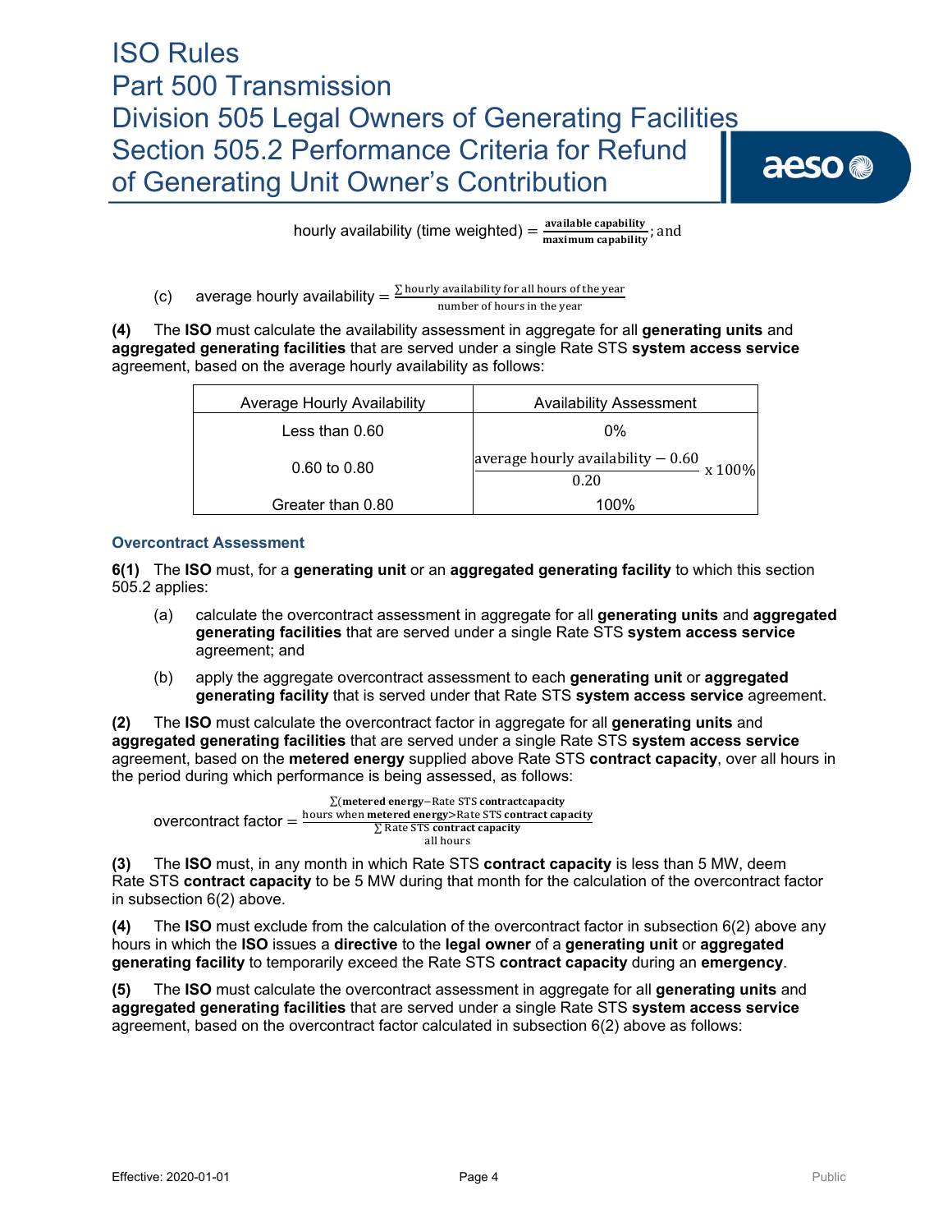$$\text{hourly availability (time weighted)} = \frac{\textbf{available capability}}{\textbf{maximum capability}}\text{; and}$$

(c) average hourly availability $= \frac{\sum \text{hourly availability for all hours of the year}}{\text{number of hours in the year}}$

**(4)** The **ISO** must calculate the availability assessment in aggregate for all **generating units** and **aggregated generating facilities** that are served under a single Rate STS **system access service** agreement, based on the average hourly availability as follows:

| Average Hourly Availability | Availability Assessment |
|---|---|
| Less than 0.60 | 0% |
| 0.60 to 0.80 | $\frac{\text{average hourly availability} - 0.60}{0.20} \text{ x } 100\%$ |
| Greater than 0.80 | 100% |

### Overcontract Assessment

**6(1)** The **ISO** must, for a **generating unit** or an **aggregated generating facility** to which this section 505.2 applies:

(a) calculate the overcontract assessment in aggregate for all **generating units** and **aggregated generating facilities** that are served under a single Rate STS **system access service** agreement; and

(b) apply the aggregate overcontract assessment to each **generating unit** or **aggregated generating facility** that is served under that Rate STS **system access service** agreement.

**(2)** The **ISO** must calculate the overcontract factor in aggregate for all **generating units** and **aggregated generating facilities** that are served under a single Rate STS **system access service** agreement, based on the **metered energy** supplied above Rate STS **contract capacity**, over all hours in the period during which performance is being assessed, as follows:

$$\text{overcontract factor} = \frac{\sum_{\text{hours when } \textbf{metered energy} > \text{Rate STS } \textbf{contract capacity}} (\textbf{metered energy} - \text{Rate STS } \textbf{contract capacity})}{\sum_{\text{all hours}} \text{Rate STS } \textbf{contract capacity}}$$

**(3)** The **ISO** must, in any month in which Rate STS **contract capacity** is less than 5 MW, deem Rate STS **contract capacity** to be 5 MW during that month for the calculation of the overcontract factor in subsection 6(2) above.

**(4)** The **ISO** must exclude from the calculation of the overcontract factor in subsection 6(2) above any hours in which the **ISO** issues a **directive** to the **legal owner** of a **generating unit** or **aggregated generating facility** to temporarily exceed the Rate STS **contract capacity** during an **emergency**.

**(5)** The **ISO** must calculate the overcontract assessment in aggregate for all **generating units** and **aggregated generating facilities** that are served under a single Rate STS **system access service** agreement, based on the overcontract factor calculated in subsection 6(2) above as follows: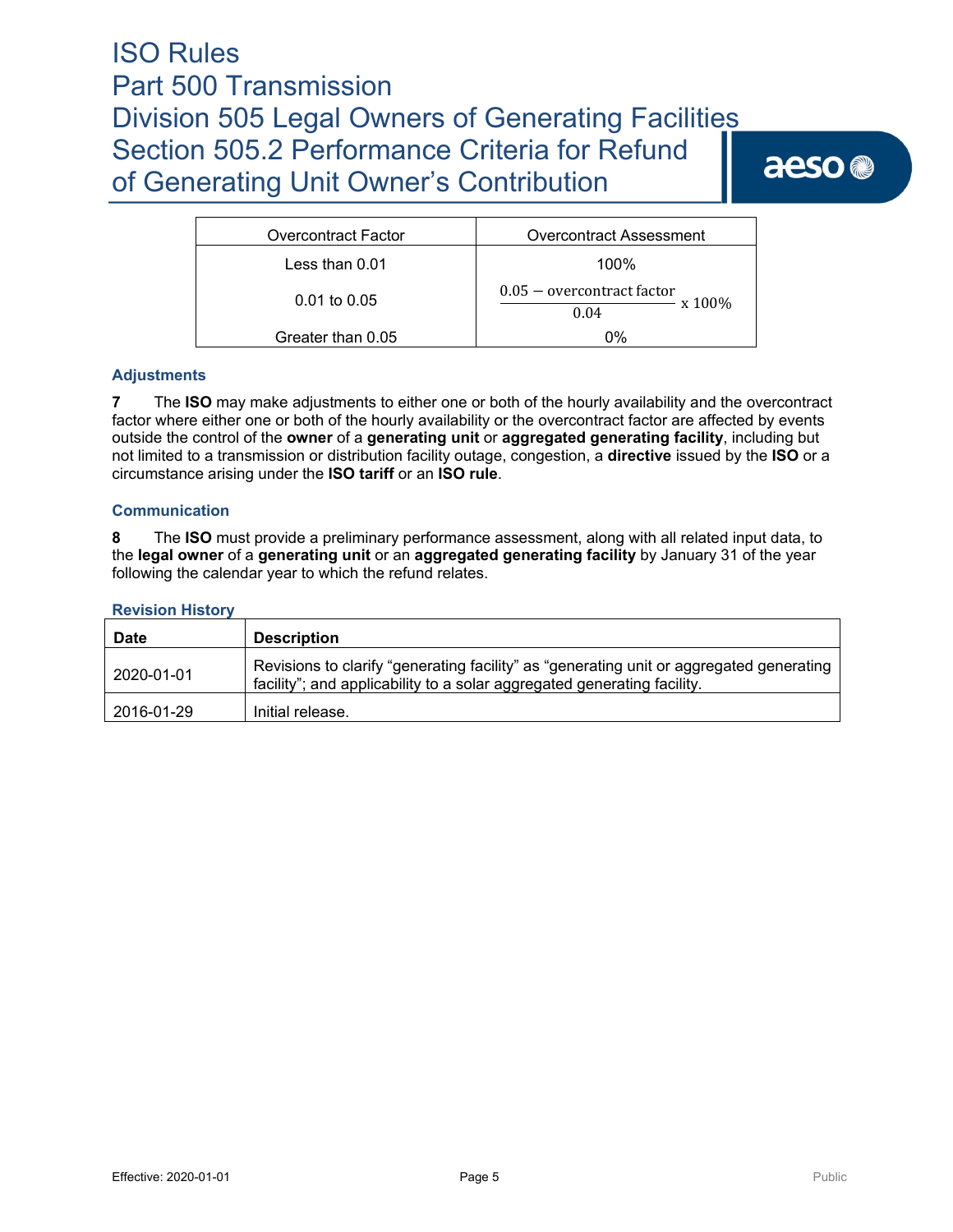| Overcontract Factor | Overcontract Assessment |
| --- | --- |
| Less than 0.01 | 100% |
| 0.01 to 0.05 | $\frac{0.05 - \text{overcontract factor}}{0.04} \text{ x } 100\%$ |
| Greater than 0.05 | 0% |

### Adjustments

**7** The **ISO** may make adjustments to either one or both of the hourly availability and the overcontract factor where either one or both of the hourly availability or the overcontract factor are affected by events outside the control of the **owner** of a **generating unit** or **aggregated generating facility**, including but not limited to a transmission or distribution facility outage, congestion, a **directive** issued by the **ISO** or a circumstance arising under the **ISO tariff** or an **ISO rule**.

### Communication

**8** The **ISO** must provide a preliminary performance assessment, along with all related input data, to the **legal owner** of a **generating unit** or an **aggregated generating facility** by January 31 of the year following the calendar year to which the refund relates.

### Revision History

| Date | Description |
| --- | --- |
| 2020-01-01 | Revisions to clarify "generating facility" as "generating unit or aggregated generating facility"; and applicability to a solar aggregated generating facility. |
| 2016-01-29 | Initial release. |